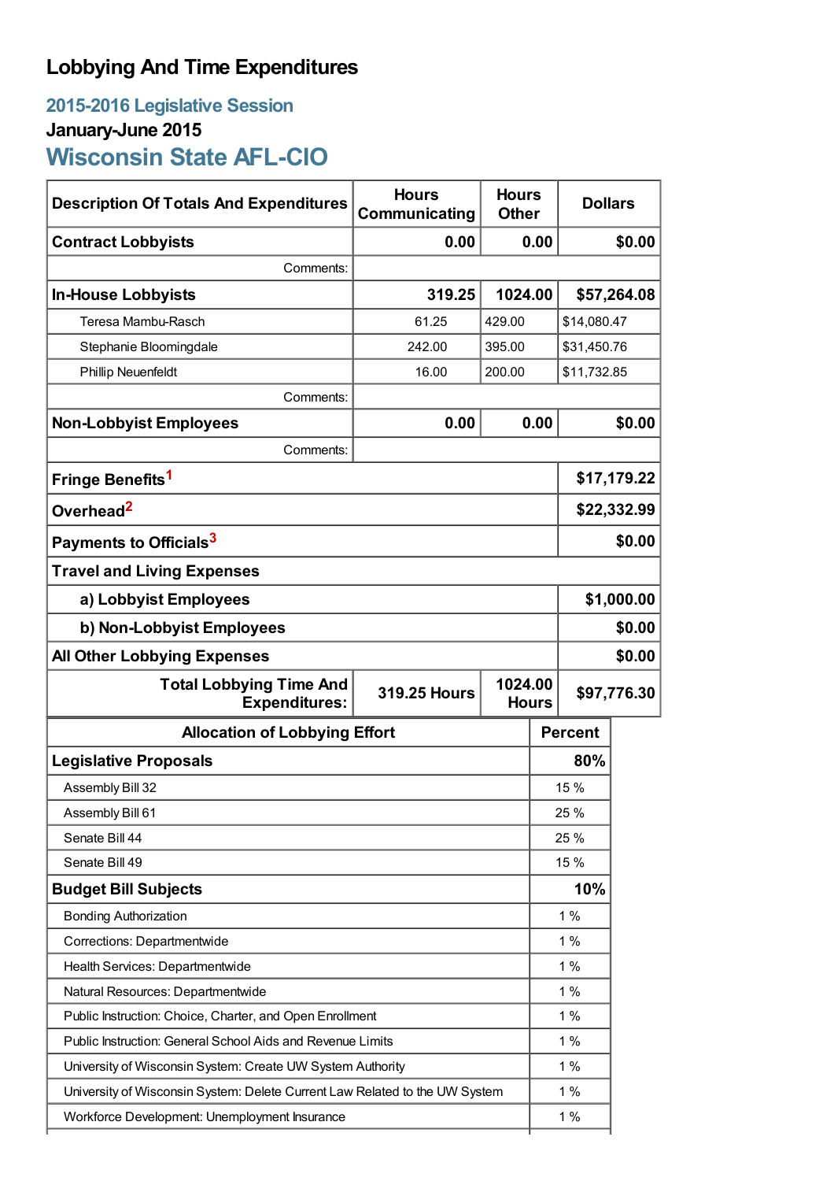# Lobbying And Time Expenditures

## 2015-2016 Legislative Session

### January-June 2015

## Wisconsin State AFL-CIO

| Description Of Totals And Expenditures | Hours Communicating | Hours Other | Dollars |
|---|---|---|---|
| **Contract Lobbyists** | **0.00** | **0.00** | **$0.00** |
| Comments: | | | |
| **In-House Lobbyists** | **319.25** | **1024.00** | **$57,264.08** |
| Teresa Mambu-Rasch | 61.25 | 429.00 | $14,080.47 |
| Stephanie Bloomingdale | 242.00 | 395.00 | $31,450.76 |
| Phillip Neuenfeldt | 16.00 | 200.00 | $11,732.85 |
| Comments: | | | |
| **Non-Lobbyist Employees** | **0.00** | **0.00** | **$0.00** |
| Comments: | | | |
| **Fringe Benefits**[1] | | | **$17,179.22** |
| **Overhead**[2] | | | **$22,332.99** |
| **Payments to Officials**[3] | | | **$0.00** |
| **Travel and Living Expenses** | | | |
| **a) Lobbyist Employees** | | | **$1,000.00** |
| **b) Non-Lobbyist Employees** | | | **$0.00** |
| **All Other Lobbying Expenses** | | | **$0.00** |
| **Total Lobbying Time And Expenditures:** | **319.25 Hours** | **1024.00 Hours** | **$97,776.30** |

| Allocation of Lobbying Effort | Percent |
|---|---|
| **Legislative Proposals** | **80%** |
| Assembly Bill 32 | 15 % |
| Assembly Bill 61 | 25 % |
| Senate Bill 44 | 25 % |
| Senate Bill 49 | 15 % |
| **Budget Bill Subjects** | **10%** |
| Bonding Authorization | 1 % |
| Corrections: Departmentwide | 1 % |
| Health Services: Departmentwide | 1 % |
| Natural Resources: Departmentwide | 1 % |
| Public Instruction: Choice, Charter, and Open Enrollment | 1 % |
| Public Instruction: General School Aids and Revenue Limits | 1 % |
| University of Wisconsin System: Create UW System Authority | 1 % |
| University of Wisconsin System: Delete Current Law Related to the UW System | 1 % |
| Workforce Development: Unemployment Insurance | 1 % |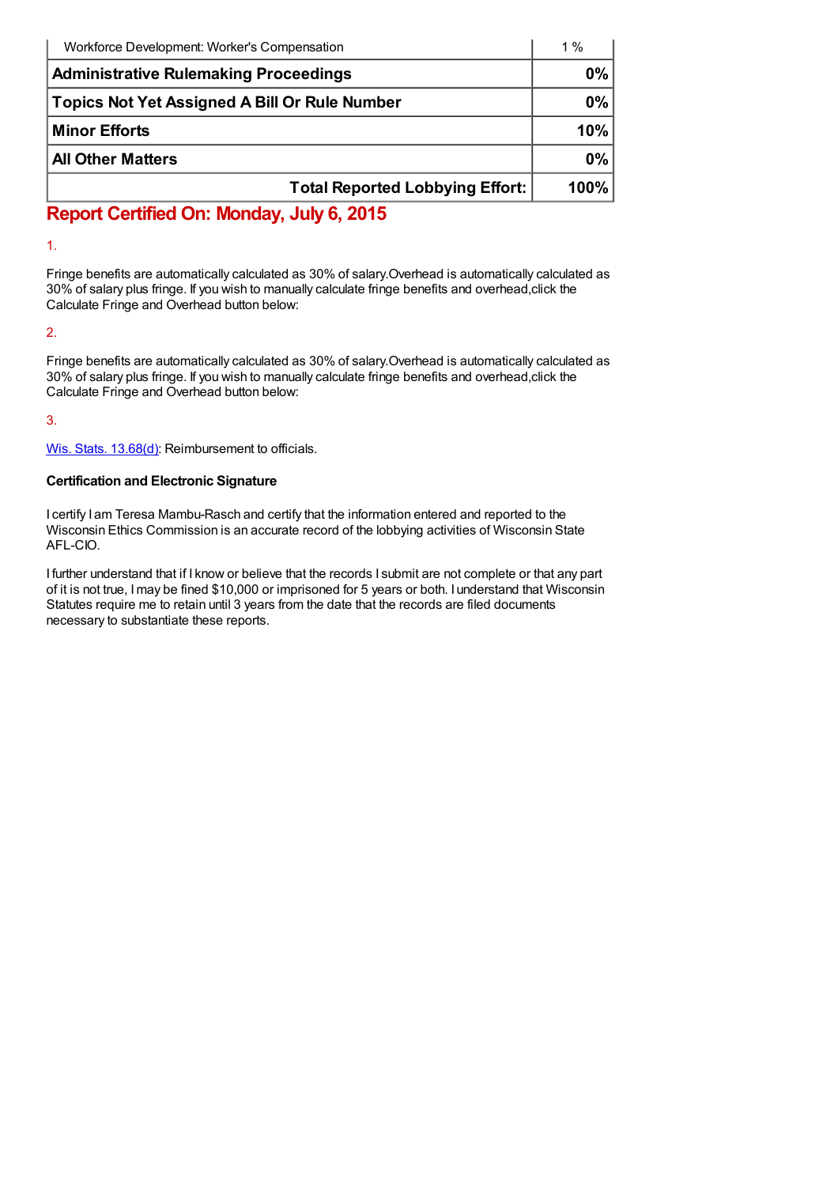| | |
|---|---|
| Workforce Development: Worker's Compensation | 1 % |
| **Administrative Rulemaking Proceedings** | **0%** |
| **Topics Not Yet Assigned A Bill Or Rule Number** | **0%** |
| **Minor Efforts** | **10%** |
| **All Other Matters** | **0%** |
| **Total Reported Lobbying Effort:** | **100%** |

## Report Certified On: Monday, July 6, 2015

1.

Fringe benefits are automatically calculated as 30% of salary.Overhead is automatically calculated as 30% of salary plus fringe. If you wish to manually calculate fringe benefits and overhead,click the Calculate Fringe and Overhead button below:

2.

Fringe benefits are automatically calculated as 30% of salary.Overhead is automatically calculated as 30% of salary plus fringe. If you wish to manually calculate fringe benefits and overhead,click the Calculate Fringe and Overhead button below:

3.

Wis. Stats. 13.68(d): Reimbursement to officials.

**Certification and Electronic Signature**

I certify I am Teresa Mambu-Rasch and certify that the information entered and reported to the Wisconsin Ethics Commission is an accurate record of the lobbying activities of Wisconsin State AFL-CIO.

I further understand that if I know or believe that the records I submit are not complete or that any part of it is not true, I may be fined $10,000 or imprisoned for 5 years or both. I understand that Wisconsin Statutes require me to retain until 3 years from the date that the records are filed documents necessary to substantiate these reports.